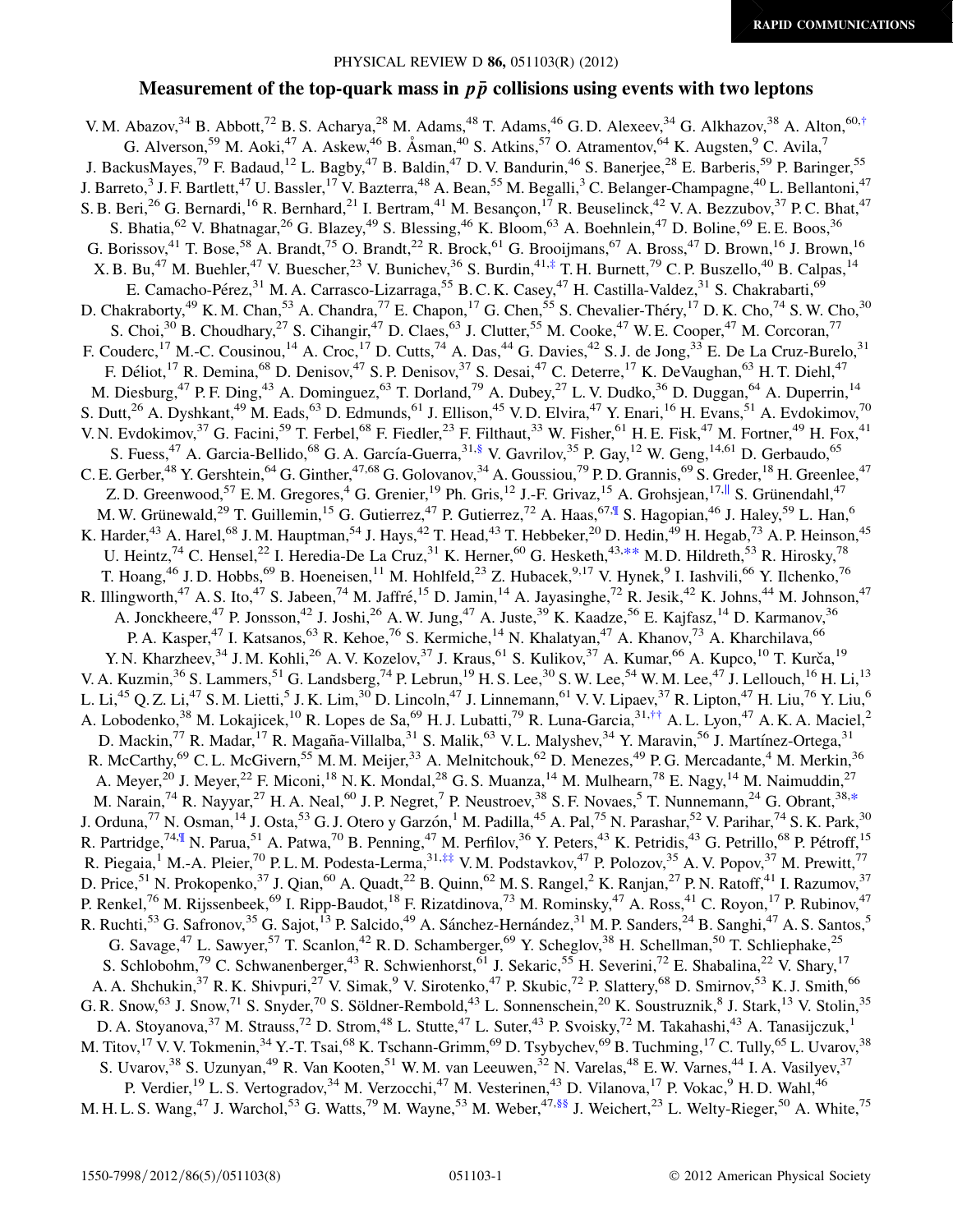RAPID COMMUNICATIONS

# Measurement of the top-quark mass in $p\bar{p}$ collisions using events with two leptons

V. M. Abazov,[34] B. Abbott,[72] B. S. Acharya,[28] M. Adams,[48] T. Adams,[46] G. D. Alexeev,[34] G. Alkhazov,[38] A. Alton,[60,†] G. Alverson,[59] M. Aoki,[47] A. Askew,[46] B. Åsman,[40] S. Atkins,[57] O. Atramentov,[64] K. Augsten,[9] C. Avila,[7] J. BackusMayes,[79] F. Badaud,[12] L. Bagby,[47] B. Baldin,[47] D. V. Bandurin,[46] S. Banerjee,[28] E. Barberis,[59] P. Baringer,[55] J. Barreto,[3] J. F. Bartlett,[47] U. Bassler,[17] V. Bazterra,[48] A. Bean,[55] M. Begalli,[3] C. Belanger-Champagne,[40] L. Bellantoni,[47] S. B. Beri,[26] G. Bernardi,[16] R. Bernhard,[21] I. Bertram,[41] M. Besançon,[17] R. Beuselinck,[42] V. A. Bezzubov,[37] P. C. Bhat,[47] S. Bhatia,[62] V. Bhatnagar,[26] G. Blazey,[49] S. Blessing,[46] K. Bloom,[63] A. Boehnlein,[47] D. Boline,[69] E. E. Boos,[36] G. Borissov,[41] T. Bose,[58] A. Brandt,[75] O. Brandt,[22] R. Brock,[61] G. Brooijmans,[67] A. Bross,[47] D. Brown,[16] J. Brown,[16] X. B. Bu,[47] M. Buehler,[47] V. Buescher,[23] V. Bunichev,[36] S. Burdin,[41,‡] T. H. Burnett,[79] C. P. Buszello,[40] B. Calpas,[14] E. Camacho-Pérez,[31] M. A. Carrasco-Lizarraga,[55] B. C. K. Casey,[47] H. Castilla-Valdez,[31] S. Chakrabarti,[69] D. Chakraborty,[49] K. M. Chan,[53] A. Chandra,[77] E. Chapon,[17] G. Chen,[55] S. Chevalier-Théry,[17] D. K. Cho,[74] S. W. Cho,[30] S. Choi,[30] B. Choudhary,[27] S. Cihangir,[47] D. Claes,[63] J. Clutter,[55] M. Cooke,[47] W. E. Cooper,[47] M. Corcoran,[77] F. Couderc,[17] M.-C. Cousinou,[14] A. Croc,[17] D. Cutts,[74] A. Das,[44] G. Davies,[42] S. J. de Jong,[33] E. De La Cruz-Burelo,[31] F. Déliot,[17] R. Demina,[68] D. Denisov,[47] S. P. Denisov,[37] S. Desai,[47] C. Deterre,[17] K. DeVaughan,[63] H. T. Diehl,[47] M. Diesburg,[47] P. F. Ding,[43] A. Dominguez,[63] T. Dorland,[79] A. Dubey,[27] L. V. Dudko,[36] D. Duggan,[64] A. Duperrin,[14] S. Dutt,[26] A. Dyshkant,[49] M. Eads,[63] D. Edmunds,[61] J. Ellison,[45] V. D. Elvira,[47] Y. Enari,[16] H. Evans,[51] A. Evdokimov,[70] V. N. Evdokimov,[37] G. Facini,[59] T. Ferbel,[68] F. Fiedler,[23] F. Filthaut,[33] W. Fisher,[61] H. E. Fisk,[47] M. Fortner,[49] H. Fox,[41] S. Fuess,[47] A. Garcia-Bellido,[68] G. A. García-Guerra,[31,§] V. Gavrilov,[35] P. Gay,[12] W. Geng,[14,61] D. Gerbaudo,[65] C. E. Gerber,[48] Y. Gershtein,[64] G. Ginther,[47,68] G. Golovanov,[34] A. Goussiou,[79] P. D. Grannis,[69] S. Greder,[18] H. Greenlee,[47] Z. D. Greenwood,[57] E. M. Gregores,[4] G. Grenier,[19] Ph. Gris,[12] J.-F. Grivaz,[15] A. Grohsjean,[17,‖] S. Grünendahl,[47] M. W. Grünewald,[29] T. Guillemin,[15] G. Gutierrez,[47] P. Gutierrez,[72] A. Haas,[67,¶] S. Hagopian,[46] J. Haley,[59] L. Han,[6] K. Harder,[43] A. Harel,[68] J. M. Hauptman,[54] J. Hays,[42] T. Head,[43] T. Hebbeker,[20] D. Hedin,[49] H. Hegab,[73] A. P. Heinson,[45] U. Heintz,[74] C. Hensel,[22] I. Heredia-De La Cruz,[31] K. Herner,[60] G. Hesketh,[43,**] M. D. Hildreth,[53] R. Hirosky,[78] T. Hoang,[46] J. D. Hobbs,[69] B. Hoeneisen,[11] M. Hohlfeld,[23] Z. Hubacek,[9,17] V. Hynek,[9] I. Iashvili,[66] Y. Ilchenko,[76] R. Illingworth,[47] A. S. Ito,[47] S. Jabeen,[74] M. Jaffré,[15] D. Jamin,[14] A. Jayasinghe,[72] R. Jesik,[42] K. Johns,[44] M. Johnson,[47] A. Jonckheere,[47] P. Jonsson,[42] J. Joshi,[26] A. W. Jung,[47] A. Juste,[39] K. Kaadze,[56] E. Kajfasz,[14] D. Karmanov,[36] P. A. Kasper,[47] I. Katsanos,[63] R. Kehoe,[76] S. Kermiche,[14] N. Khalatyan,[47] A. Khanov,[73] A. Kharchilava,[66] Y. N. Kharzheev,[34] J. M. Kohli,[26] A. V. Kozelov,[37] J. Kraus,[61] S. Kulikov,[37] A. Kumar,[66] A. Kupco,[10] T. Kurča,[19] V. A. Kuzmin,[36] S. Lammers,[51] G. Landsberg,[74] P. Lebrun,[19] H. S. Lee,[30] S. W. Lee,[54] W. M. Lee,[47] J. Lellouch,[16] H. Li,[13] L. Li,[45] Q. Z. Li,[47] S. M. Lietti,[5] J. K. Lim,[30] D. Lincoln,[47] J. Linnemann,[61] V. V. Lipaev,[37] R. Lipton,[47] H. Liu,[76] Y. Liu,[6] A. Lobodenko,[38] M. Lokajicek,[10] R. Lopes de Sa,[69] H. J. Lubatti,[79] R. Luna-Garcia,[31,††] A. L. Lyon,[47] A. K. A. Maciel,[2] D. Mackin,[77] R. Madar,[17] R. Magaña-Villalba,[31] S. Malik,[63] V. L. Malyshev,[34] Y. Maravin,[56] J. Martínez-Ortega,[31] R. McCarthy,[69] C. L. McGivern,[55] M. M. Meijer,[33] A. Melnitchouk,[62] D. Menezes,[49] P. G. Mercadante,[4] M. Merkin,[36] A. Meyer,[20] J. Meyer,[22] F. Miconi,[18] N. K. Mondal,[28] G. S. Muanza,[14] M. Mulhearn,[78] E. Nagy,[14] M. Naimuddin,[27] M. Narain,[74] R. Nayyar,[27] H. A. Neal,[60] J. P. Negret,[7] P. Neustroev,[38] S. F. Novaes,[5] T. Nunnemann,[24] G. Obrant,[38,*] J. Orduna,[77] N. Osman,[14] J. Osta,[53] G. J. Otero y Garzón,[1] M. Padilla,[45] A. Pal,[75] N. Parashar,[52] V. Parihar,[74] S. K. Park,[30] R. Partridge,[74,¶] N. Parua,[51] A. Patwa,[70] B. Penning,[47] M. Perfilov,[36] Y. Peters,[43] K. Petridis,[43] G. Petrillo,[68] P. Pétroff,[15] R. Piegaia,[1] M.-A. Pleier,[70] P. L. M. Podesta-Lerma,[31,‡‡] V. M. Podstavkov,[47] P. Polozov,[35] A. V. Popov,[37] M. Prewitt,[77] D. Price,[51] N. Prokopenko,[37] J. Qian,[60] A. Quadt,[22] B. Quinn,[62] M. S. Rangel,[2] K. Ranjan,[27] P. N. Ratoff,[41] I. Razumov,[37] P. Renkel,[76] M. Rijssenbeek,[69] I. Ripp-Baudot,[18] F. Rizatdinova,[73] M. Rominsky,[47] A. Ross,[41] C. Royon,[17] P. Rubinov,[47] R. Ruchti,[53] G. Safronov,[35] G. Sajot,[13] P. Salcido,[49] A. Sánchez-Hernández,[31] M. P. Sanders,[24] B. Sanghi,[47] A. S. Santos,[5] G. Savage,[47] L. Sawyer,[57] T. Scanlon,[42] R. D. Schamberger,[69] Y. Scheglov,[38] H. Schellman,[50] T. Schliephake,[25] S. Schlobohm,[79] C. Schwanenberger,[43] R. Schwienhorst,[61] J. Sekaric,[55] H. Severini,[72] E. Shabalina,[22] V. Shary,[17] A. A. Shchukin,[37] R. K. Shivpuri,[27] V. Simak,[9] V. Sirotenko,[47] P. Skubic,[72] P. Slattery,[68] D. Smirnov,[53] K. J. Smith,[66] G. R. Snow,[63] J. Snow,[71] S. Snyder,[70] S. Söldner-Rembold,[43] L. Sonnenschein,[20] K. Soustruznik,[8] J. Stark,[13] V. Stolin,[35] D. A. Stoyanova,[37] M. Strauss,[72] D. Strom,[48] L. Stutte,[47] L. Suter,[43] P. Svoisky,[72] M. Takahashi,[43] A. Tanasijczuk,[1] M. Titov,[17] V. V. Tokmenin,[34] Y.-T. Tsai,[68] K. Tschann-Grimm,[69] D. Tsybychev,[69] B. Tuchming,[17] C. Tully,[65] L. Uvarov,[38] S. Uvarov,[38] S. Uzunyan,[49] R. Van Kooten,[51] W. M. van Leeuwen,[32] N. Varelas,[48] E. W. Varnes,[44] I. A. Vasilyev,[37] P. Verdier,[19] L. S. Vertogradov,[34] M. Verzocchi,[47] M. Vesterinen,[43] D. Vilanova,[17] P. Vokac,[9] H. D. Wahl,[46] M. H. L. S. Wang,[47] J. Warchol,[53] G. Watts,[79] M. Wayne,[53] M. Weber,[47,§§] J. Weichert,[23] L. Welty-Rieger,[50] A. White,[75]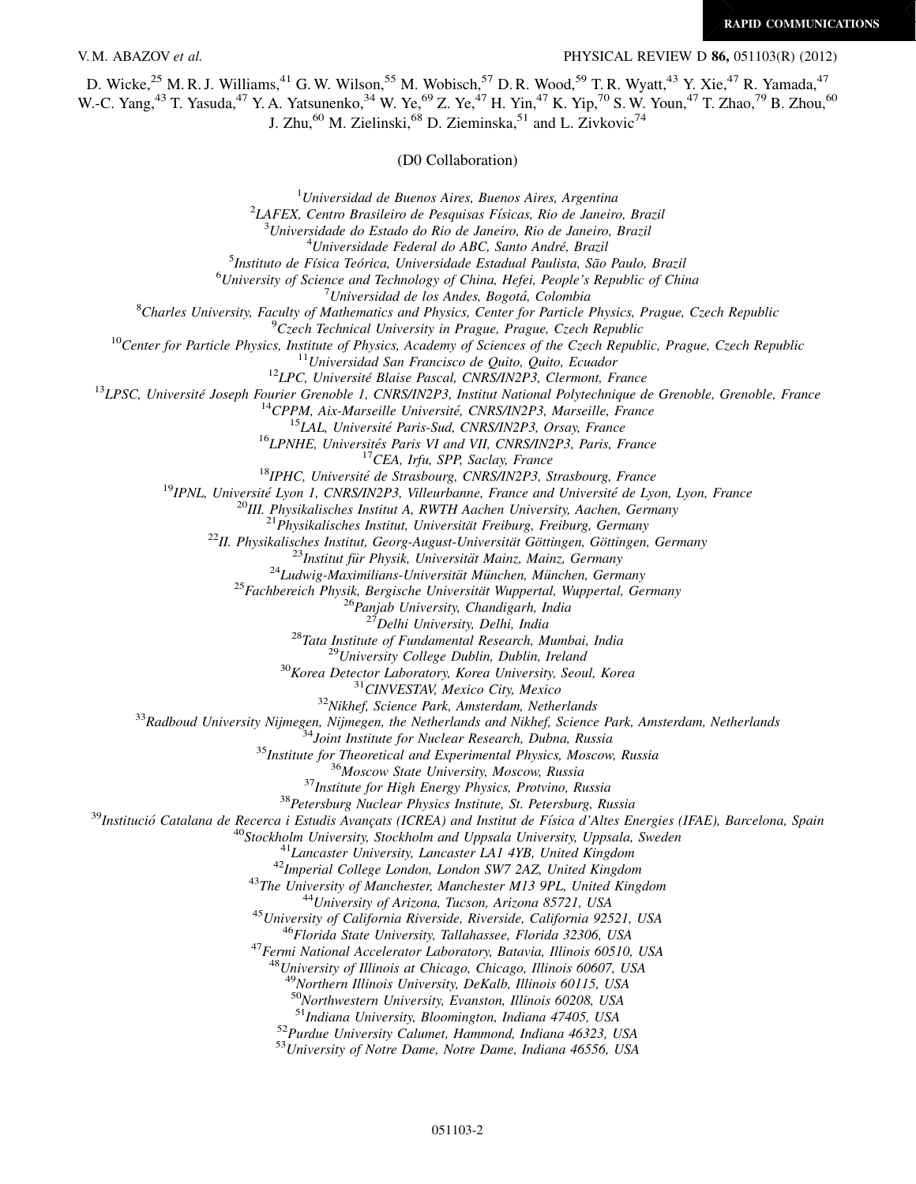D. Wicke,[25] M. R. J. Williams,[41] G. W. Wilson,[55] M. Wobisch,[57] D. R. Wood,[59] T. R. Wyatt,[43] Y. Xie,[47] R. Yamada,[47] W.-C. Yang,[43] T. Yasuda,[47] Y. A. Yatsunenko,[34] W. Ye,[69] Z. Ye,[47] H. Yin,[47] K. Yip,[70] S. W. Youn,[47] T. Zhao,[79] B. Zhou,[60] J. Zhu,[60] M. Zielinski,[68] D. Zieminska,[51] and L. Zivkovic[74]

(D0 Collaboration)

[1]*Universidad de Buenos Aires, Buenos Aires, Argentina*
[2]*LAFEX, Centro Brasileiro de Pesquisas Físicas, Rio de Janeiro, Brazil*
[3]*Universidade do Estado do Rio de Janeiro, Rio de Janeiro, Brazil*
[4]*Universidade Federal do ABC, Santo André, Brazil*
[5]*Instituto de Física Teórica, Universidade Estadual Paulista, São Paulo, Brazil*
[6]*University of Science and Technology of China, Hefei, People's Republic of China*
[7]*Universidad de los Andes, Bogotá, Colombia*
[8]*Charles University, Faculty of Mathematics and Physics, Center for Particle Physics, Prague, Czech Republic*
[9]*Czech Technical University in Prague, Prague, Czech Republic*
[10]*Center for Particle Physics, Institute of Physics, Academy of Sciences of the Czech Republic, Prague, Czech Republic*
[11]*Universidad San Francisco de Quito, Quito, Ecuador*
[12]*LPC, Université Blaise Pascal, CNRS/IN2P3, Clermont, France*
[13]*LPSC, Université Joseph Fourier Grenoble 1, CNRS/IN2P3, Institut National Polytechnique de Grenoble, Grenoble, France*
[14]*CPPM, Aix-Marseille Université, CNRS/IN2P3, Marseille, France*
[15]*LAL, Université Paris-Sud, CNRS/IN2P3, Orsay, France*
[16]*LPNHE, Universités Paris VI and VII, CNRS/IN2P3, Paris, France*
[17]*CEA, Irfu, SPP, Saclay, France*
[18]*IPHC, Université de Strasbourg, CNRS/IN2P3, Strasbourg, France*
[19]*IPNL, Université Lyon 1, CNRS/IN2P3, Villeurbanne, France and Université de Lyon, Lyon, France*
[20]*III. Physikalisches Institut A, RWTH Aachen University, Aachen, Germany*
[21]*Physikalisches Institut, Universität Freiburg, Freiburg, Germany*
[22]*II. Physikalisches Institut, Georg-August-Universität Göttingen, Göttingen, Germany*
[23]*Institut für Physik, Universität Mainz, Mainz, Germany*
[24]*Ludwig-Maximilians-Universität München, München, Germany*
[25]*Fachbereich Physik, Bergische Universität Wuppertal, Wuppertal, Germany*
[26]*Panjab University, Chandigarh, India*
[27]*Delhi University, Delhi, India*
[28]*Tata Institute of Fundamental Research, Mumbai, India*
[29]*University College Dublin, Dublin, Ireland*
[30]*Korea Detector Laboratory, Korea University, Seoul, Korea*
[31]*CINVESTAV, Mexico City, Mexico*
[32]*Nikhef, Science Park, Amsterdam, Netherlands*
[33]*Radboud University Nijmegen, Nijmegen, the Netherlands and Nikhef, Science Park, Amsterdam, Netherlands*
[34]*Joint Institute for Nuclear Research, Dubna, Russia*
[35]*Institute for Theoretical and Experimental Physics, Moscow, Russia*
[36]*Moscow State University, Moscow, Russia*
[37]*Institute for High Energy Physics, Protvino, Russia*
[38]*Petersburg Nuclear Physics Institute, St. Petersburg, Russia*
[39]*Institució Catalana de Recerca i Estudis Avançats (ICREA) and Institut de Física d'Altes Energies (IFAE), Barcelona, Spain*
[40]*Stockholm University, Stockholm and Uppsala University, Uppsala, Sweden*
[41]*Lancaster University, Lancaster LA1 4YB, United Kingdom*
[42]*Imperial College London, London SW7 2AZ, United Kingdom*
[43]*The University of Manchester, Manchester M13 9PL, United Kingdom*
[44]*University of Arizona, Tucson, Arizona 85721, USA*
[45]*University of California Riverside, Riverside, California 92521, USA*
[46]*Florida State University, Tallahassee, Florida 32306, USA*
[47]*Fermi National Accelerator Laboratory, Batavia, Illinois 60510, USA*
[48]*University of Illinois at Chicago, Chicago, Illinois 60607, USA*
[49]*Northern Illinois University, DeKalb, Illinois 60115, USA*
[50]*Northwestern University, Evanston, Illinois 60208, USA*
[51]*Indiana University, Bloomington, Indiana 47405, USA*
[52]*Purdue University Calumet, Hammond, Indiana 46323, USA*
[53]*University of Notre Dame, Notre Dame, Indiana 46556, USA*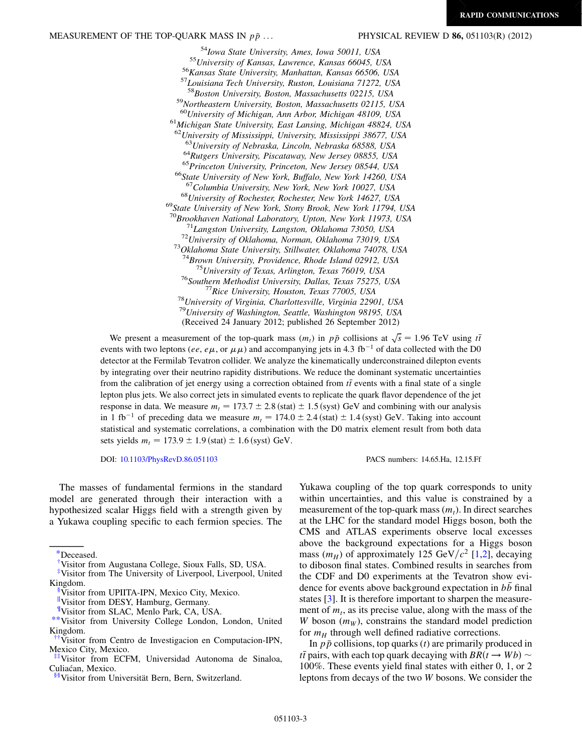[54]*Iowa State University, Ames, Iowa 50011, USA*
[55]*University of Kansas, Lawrence, Kansas 66045, USA*
[56]*Kansas State University, Manhattan, Kansas 66506, USA*
[57]*Louisiana Tech University, Ruston, Louisiana 71272, USA*
[58]*Boston University, Boston, Massachusetts 02215, USA*
[59]*Northeastern University, Boston, Massachusetts 02115, USA*
[60]*University of Michigan, Ann Arbor, Michigan 48109, USA*
[61]*Michigan State University, East Lansing, Michigan 48824, USA*
[62]*University of Mississippi, University, Mississippi 38677, USA*
[63]*University of Nebraska, Lincoln, Nebraska 68588, USA*
[64]*Rutgers University, Piscataway, New Jersey 08855, USA*
[65]*Princeton University, Princeton, New Jersey 08544, USA*
[66]*State University of New York, Buffalo, New York 14260, USA*
[67]*Columbia University, New York, New York 10027, USA*
[68]*University of Rochester, Rochester, New York 14627, USA*
[69]*State University of New York, Stony Brook, New York 11794, USA*
[70]*Brookhaven National Laboratory, Upton, New York 11973, USA*
[71]*Langston University, Langston, Oklahoma 73050, USA*
[72]*University of Oklahoma, Norman, Oklahoma 73019, USA*
[73]*Oklahoma State University, Stillwater, Oklahoma 74078, USA*
[74]*Brown University, Providence, Rhode Island 02912, USA*
[75]*University of Texas, Arlington, Texas 76019, USA*
[76]*Southern Methodist University, Dallas, Texas 75275, USA*
[77]*Rice University, Houston, Texas 77005, USA*
[78]*University of Virginia, Charlottesville, Virginia 22901, USA*
[79]*University of Washington, Seattle, Washington 98195, USA*
(Received 24 January 2012; published 26 September 2012)

We present a measurement of the top-quark mass ($m_t$) in $p\bar{p}$ collisions at $\sqrt{s} = 1.96$ TeV using $t\bar{t}$ events with two leptons ($ee$, $e\mu$, or $\mu\mu$) and accompanying jets in 4.3 $\text{fb}^{-1}$ of data collected with the D0 detector at the Fermilab Tevatron collider. We analyze the kinematically underconstrained dilepton events by integrating over their neutrino rapidity distributions. We reduce the dominant systematic uncertainties from the calibration of jet energy using a correction obtained from $t\bar{t}$ events with a final state of a single lepton plus jets. We also correct jets in simulated events to replicate the quark flavor dependence of the jet response in data. We measure $m_t = 173.7 \pm 2.8\,(\text{stat}) \pm 1.5\,(\text{syst})$ GeV and combining with our analysis in 1 $\text{fb}^{-1}$ of preceding data we measure $m_t = 174.0 \pm 2.4\,(\text{stat}) \pm 1.4\,(\text{syst})$ GeV. Taking into account statistical and systematic correlations, a combination with the D0 matrix element result from both data sets yields $m_t = 173.9 \pm 1.9\,(\text{stat}) \pm 1.6\,(\text{syst})$ GeV.

DOI: 10.1103/PhysRevD.86.051103 PACS numbers: 14.65.Ha, 12.15.Ff

The masses of fundamental fermions in the standard model are generated through their interaction with a hypothesized scalar Higgs field with a strength given by a Yukawa coupling specific to each fermion species. The Yukawa coupling of the top quark corresponds to unity within uncertainties, and this value is constrained by a measurement of the top-quark mass ($m_t$). In direct searches at the LHC for the standard model Higgs boson, both the CMS and ATLAS experiments observe local excesses above the background expectations for a Higgs boson mass ($m_H$) of approximately 125 GeV$/c^2$ [1,2], decaying to diboson final states. Combined results in searches from the CDF and D0 experiments at the Tevatron show evidence for events above background expectation in $b\bar{b}$ final states [3]. It is therefore important to sharpen the measurement of $m_t$, as its precise value, along with the mass of the $W$ boson ($m_W$), constrains the standard model prediction for $m_H$ through well defined radiative corrections.

In $p\bar{p}$ collisions, top quarks ($t$) are primarily produced in $t\bar{t}$ pairs, with each top quark decaying with $BR(t \to Wb) \sim 100\%$. These events yield final states with either 0, 1, or 2 leptons from decays of the two $W$ bosons. We consider the

---

*Deceased.
†Visitor from Augustana College, Sioux Falls, SD, USA.
‡Visitor from The University of Liverpool, Liverpool, United Kingdom.
§Visitor from UPIITA-IPN, Mexico City, Mexico.
‖Visitor from DESY, Hamburg, Germany.
¶Visitor from SLAC, Menlo Park, CA, USA.
**Visitor from University College London, London, United Kingdom.
††Visitor from Centro de Investigacion en Computacion-IPN, Mexico City, Mexico.
‡‡Visitor from ECFM, Universidad Autonoma de Sinaloa, Culiacán, Mexico.
§§Visitor from Universität Bern, Bern, Switzerland.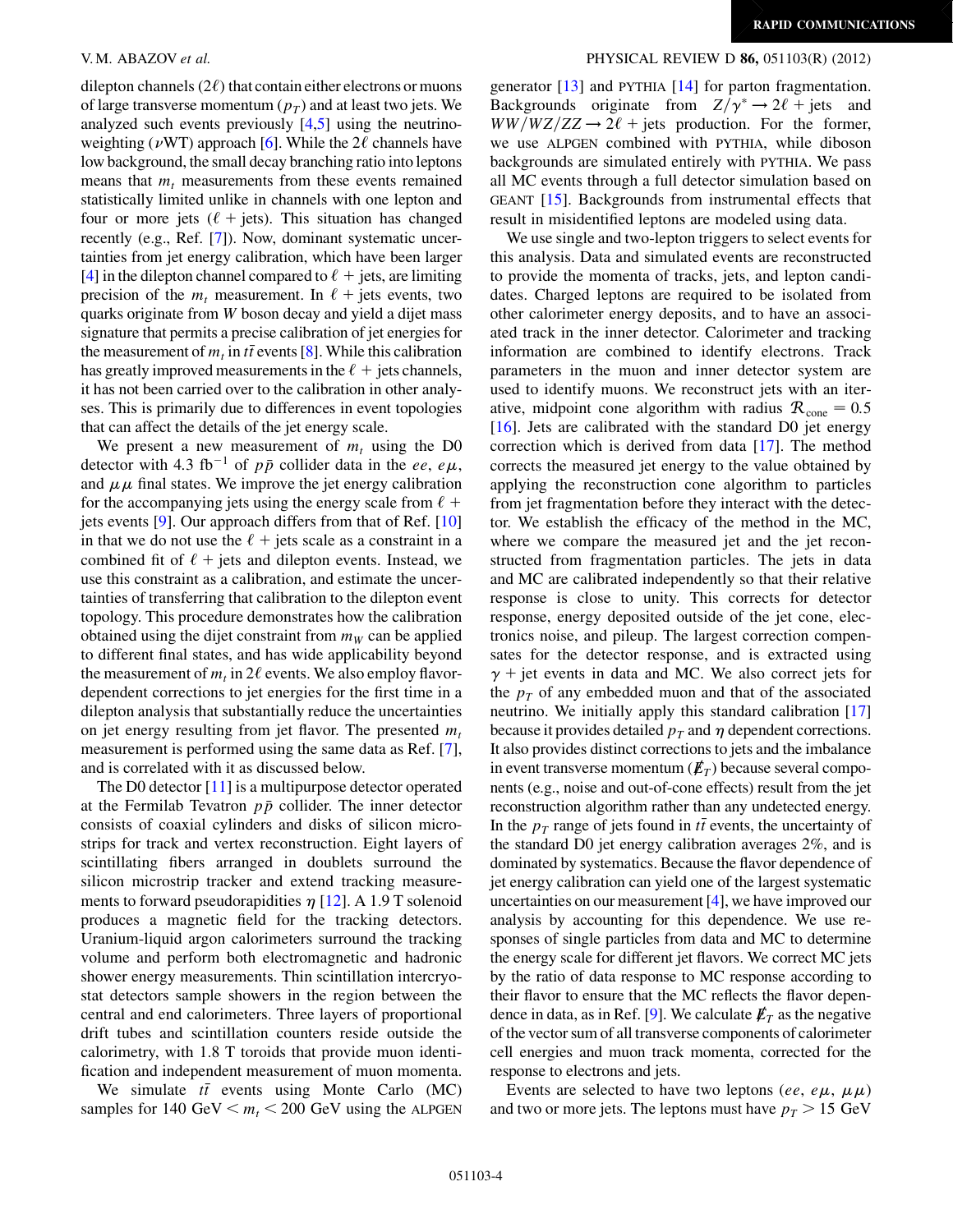dilepton channels ($2\ell$) that contain either electrons or muons of large transverse momentum ($p_T$) and at least two jets. We analyzed such events previously [4,5] using the neutrino-weighting ($\nu$WT) approach [6]. While the $2\ell$ channels have low background, the small decay branching ratio into leptons means that $m_t$ measurements from these events remained statistically limited unlike in channels with one lepton and four or more jets ($\ell +$ jets). This situation has changed recently (e.g., Ref. [7]). Now, dominant systematic uncertainties from jet energy calibration, which have been larger [4] in the dilepton channel compared to $\ell +$ jets, are limiting precision of the $m_t$ measurement. In $\ell +$ jets events, two quarks originate from $W$ boson decay and yield a dijet mass signature that permits a precise calibration of jet energies for the measurement of $m_t$ in $t\bar{t}$ events [8]. While this calibration has greatly improved measurements in the $\ell +$ jets channels, it has not been carried over to the calibration in other analyses. This is primarily due to differences in event topologies that can affect the details of the jet energy scale.

We present a new measurement of $m_t$ using the D0 detector with 4.3 fb$^{-1}$ of $p\bar{p}$ collider data in the $ee$, $e\mu$, and $\mu\mu$ final states. We improve the jet energy calibration for the accompanying jets using the energy scale from $\ell +$ jets events [9]. Our approach differs from that of Ref. [10] in that we do not use the $\ell +$ jets scale as a constraint in a combined fit of $\ell +$ jets and dilepton events. Instead, we use this constraint as a calibration, and estimate the uncertainties of transferring that calibration to the dilepton event topology. This procedure demonstrates how the calibration obtained using the dijet constraint from $m_W$ can be applied to different final states, and has wide applicability beyond the measurement of $m_t$ in $2\ell$ events. We also employ flavor-dependent corrections to jet energies for the first time in a dilepton analysis that substantially reduce the uncertainties on jet energy resulting from jet flavor. The presented $m_t$ measurement is performed using the same data as Ref. [7], and is correlated with it as discussed below.

The D0 detector [11] is a multipurpose detector operated at the Fermilab Tevatron $p\bar{p}$ collider. The inner detector consists of coaxial cylinders and disks of silicon microstrips for track and vertex reconstruction. Eight layers of scintillating fibers arranged in doublets surround the silicon microstrip tracker and extend tracking measurements to forward pseudorapidities $\eta$ [12]. A 1.9 T solenoid produces a magnetic field for the tracking detectors. Uranium-liquid argon calorimeters surround the tracking volume and perform both electromagnetic and hadronic shower energy measurements. Thin scintillation intercryostat detectors sample showers in the region between the central and end calorimeters. Three layers of proportional drift tubes and scintillation counters reside outside the calorimetry, with 1.8 T toroids that provide muon identification and independent measurement of muon momenta.

We simulate $t\bar{t}$ events using Monte Carlo (MC) samples for 140 GeV $< m_t <$ 200 GeV using the ALPGEN generator [13] and PYTHIA [14] for parton fragmentation. Backgrounds originate from $Z/\gamma^* \to 2\ell +$ jets and $WW/WZ/ZZ \to 2\ell +$ jets production. For the former, we use ALPGEN combined with PYTHIA, while diboson backgrounds are simulated entirely with PYTHIA. We pass all MC events through a full detector simulation based on GEANT [15]. Backgrounds from instrumental effects that result in misidentified leptons are modeled using data.

We use single and two-lepton triggers to select events for this analysis. Data and simulated events are reconstructed to provide the momenta of tracks, jets, and lepton candidates. Charged leptons are required to be isolated from other calorimeter energy deposits, and to have an associated track in the inner detector. Calorimeter and tracking information are combined to identify electrons. Track parameters in the muon and inner detector system are used to identify muons. We reconstruct jets with an iterative, midpoint cone algorithm with radius $\mathcal{R}_{\rm cone} = 0.5$ [16]. Jets are calibrated with the standard D0 jet energy correction which is derived from data [17]. The method corrects the measured jet energy to the value obtained by applying the reconstruction cone algorithm to particles from jet fragmentation before they interact with the detector. We establish the efficacy of the method in the MC, where we compare the measured jet and the jet reconstructed from fragmentation particles. The jets in data and MC are calibrated independently so that their relative response is close to unity. This corrects for detector response, energy deposited outside of the jet cone, electronics noise, and pileup. The largest correction compensates for the detector response, and is extracted using $\gamma +$ jet events in data and MC. We also correct jets for the $p_T$ of any embedded muon and that of the associated neutrino. We initially apply this standard calibration [17] because it provides detailed $p_T$ and $\eta$ dependent corrections. It also provides distinct corrections to jets and the imbalance in event transverse momentum ($\not\!\!E_T$) because several components (e.g., noise and out-of-cone effects) result from the jet reconstruction algorithm rather than any undetected energy. In the $p_T$ range of jets found in $t\bar{t}$ events, the uncertainty of the standard D0 jet energy calibration averages 2%, and is dominated by systematics. Because the flavor dependence of jet energy calibration can yield one of the largest systematic uncertainties on our measurement [4], we have improved our analysis by accounting for this dependence. We use responses of single particles from data and MC to determine the energy scale for different jet flavors. We correct MC jets by the ratio of data response to MC response according to their flavor to ensure that the MC reflects the flavor dependence in data, as in Ref. [9]. We calculate $\not\!\!E_T$ as the negative of the vector sum of all transverse components of calorimeter cell energies and muon track momenta, corrected for the response to electrons and jets.

Events are selected to have two leptons ($ee$, $e\mu$, $\mu\mu$) and two or more jets. The leptons must have $p_T > 15$ GeV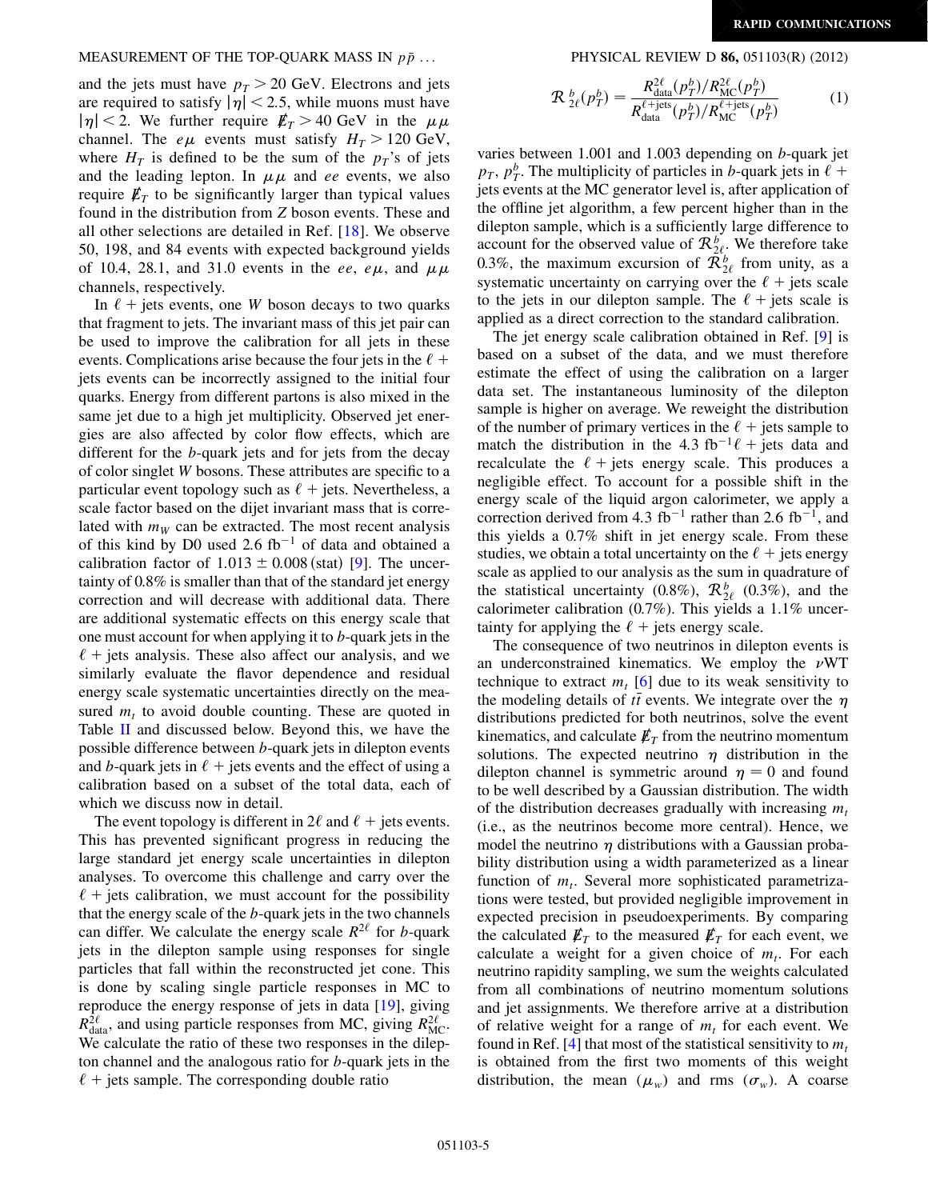and the jets must have $p_T > 20$ GeV. Electrons and jets are required to satisfy $|\eta| < 2.5$, while muons must have $|\eta| < 2$. We further require $\not{E}_T > 40$ GeV in the $\mu\mu$ channel. The $e\mu$ events must satisfy $H_T > 120$ GeV, where $H_T$ is defined to be the sum of the $p_T$'s of jets and the leading lepton. In $\mu\mu$ and $ee$ events, we also require $\not{E}_T$ to be significantly larger than typical values found in the distribution from $Z$ boson events. These and all other selections are detailed in Ref. [18]. We observe 50, 198, and 84 events with expected background yields of 10.4, 28.1, and 31.0 events in the $ee$, $e\mu$, and $\mu\mu$ channels, respectively.

In $\ell$ + jets events, one $W$ boson decays to two quarks that fragment to jets. The invariant mass of this jet pair can be used to improve the calibration for all jets in these events. Complications arise because the four jets in the $\ell$ + jets events can be incorrectly assigned to the initial four quarks. Energy from different partons is also mixed in the same jet due to a high jet multiplicity. Observed jet energies are also affected by color flow effects, which are different for the $b$-quark jets and for jets from the decay of color singlet $W$ bosons. These attributes are specific to a particular event topology such as $\ell$ + jets. Nevertheless, a scale factor based on the dijet invariant mass that is correlated with $m_W$ can be extracted. The most recent analysis of this kind by D0 used 2.6 fb$^{-1}$ of data and obtained a calibration factor of $1.013 \pm 0.008$ (stat) [9]. The uncertainty of 0.8% is smaller than that of the standard jet energy correction and will decrease with additional data. There are additional systematic effects on this energy scale that one must account for when applying it to $b$-quark jets in the $\ell$ + jets analysis. These also affect our analysis, and we similarly evaluate the flavor dependence and residual energy scale systematic uncertainties directly on the measured $m_t$ to avoid double counting. These are quoted in Table II and discussed below. Beyond this, we have the possible difference between $b$-quark jets in dilepton events and $b$-quark jets in $\ell$ + jets events and the effect of using a calibration based on a subset of the total data, each of which we discuss now in detail.

The event topology is different in $2\ell$ and $\ell$ + jets events. This has prevented significant progress in reducing the large standard jet energy scale uncertainties in dilepton analyses. To overcome this challenge and carry over the $\ell$ + jets calibration, we must account for the possibility that the energy scale of the $b$-quark jets in the two channels can differ. We calculate the energy scale $R^{2\ell}$ for $b$-quark jets in the dilepton sample using responses for single particles that fall within the reconstructed jet cone. This is done by scaling single particle responses in MC to reproduce the energy response of jets in data [19], giving $R^{2\ell}_{\rm data}$, and using particle responses from MC, giving $R^{2\ell}_{\rm MC}$. We calculate the ratio of these two responses in the dilepton channel and the analogous ratio for $b$-quark jets in the $\ell$ + jets sample. The corresponding double ratio

$$\mathcal{R}^{\,b}_{2\ell}(p^b_T) = \frac{R^{2\ell}_{\rm data}(p^b_T)/R^{2\ell}_{\rm MC}(p^b_T)}{R^{\ell+\rm jets}_{\rm data}(p^b_T)/R^{\ell+\rm jets}_{\rm MC}(p^b_T)} \qquad (1)$$

varies between 1.001 and 1.003 depending on $b$-quark jet $p_T$, $p^b_T$. The multiplicity of particles in $b$-quark jets in $\ell$ + jets events at the MC generator level is, after application of the offline jet algorithm, a few percent higher than in the dilepton sample, which is a sufficiently large difference to account for the observed value of $\mathcal{R}^b_{2\ell}$. We therefore take 0.3%, the maximum excursion of $\mathcal{R}^b_{2\ell}$ from unity, as a systematic uncertainty on carrying over the $\ell$ + jets scale to the jets in our dilepton sample. The $\ell$ + jets scale is applied as a direct correction to the standard calibration.

The jet energy scale calibration obtained in Ref. [9] is based on a subset of the data, and we must therefore estimate the effect of using the calibration on a larger data set. The instantaneous luminosity of the dilepton sample is higher on average. We reweight the distribution of the number of primary vertices in the $\ell$ + jets sample to match the distribution in the 4.3 fb$^{-1}$ $\ell$ + jets data and recalculate the $\ell$ + jets energy scale. This produces a negligible effect. To account for a possible shift in the energy scale of the liquid argon calorimeter, we apply a correction derived from 4.3 fb$^{-1}$ rather than 2.6 fb$^{-1}$, and this yields a 0.7% shift in jet energy scale. From these studies, we obtain a total uncertainty on the $\ell$ + jets energy scale as applied to our analysis as the sum in quadrature of the statistical uncertainty (0.8%), $\mathcal{R}^b_{2\ell}$ (0.3%), and the calorimeter calibration (0.7%). This yields a 1.1% uncertainty for applying the $\ell$ + jets energy scale.

The consequence of two neutrinos in dilepton events is an underconstrained kinematics. We employ the $\nu$WT technique to extract $m_t$ [6] due to its weak sensitivity to the modeling details of $t\bar{t}$ events. We integrate over the $\eta$ distributions predicted for both neutrinos, solve the event kinematics, and calculate $\not{E}_T$ from the neutrino momentum solutions. The expected neutrino $\eta$ distribution in the dilepton channel is symmetric around $\eta = 0$ and found to be well described by a Gaussian distribution. The width of the distribution decreases gradually with increasing $m_t$ (i.e., as the neutrinos become more central). Hence, we model the neutrino $\eta$ distributions with a Gaussian probability distribution using a width parameterized as a linear function of $m_t$. Several more sophisticated parametrizations were tested, but provided negligible improvement in expected precision in pseudoexperiments. By comparing the calculated $\not{E}_T$ to the measured $\not{E}_T$ for each event, we calculate a weight for a given choice of $m_t$. For each neutrino rapidity sampling, we sum the weights calculated from all combinations of neutrino momentum solutions and jet assignments. We therefore arrive at a distribution of relative weight for a range of $m_t$ for each event. We found in Ref. [4] that most of the statistical sensitivity to $m_t$ is obtained from the first two moments of this weight distribution, the mean ($\mu_w$) and rms ($\sigma_w$). A coarse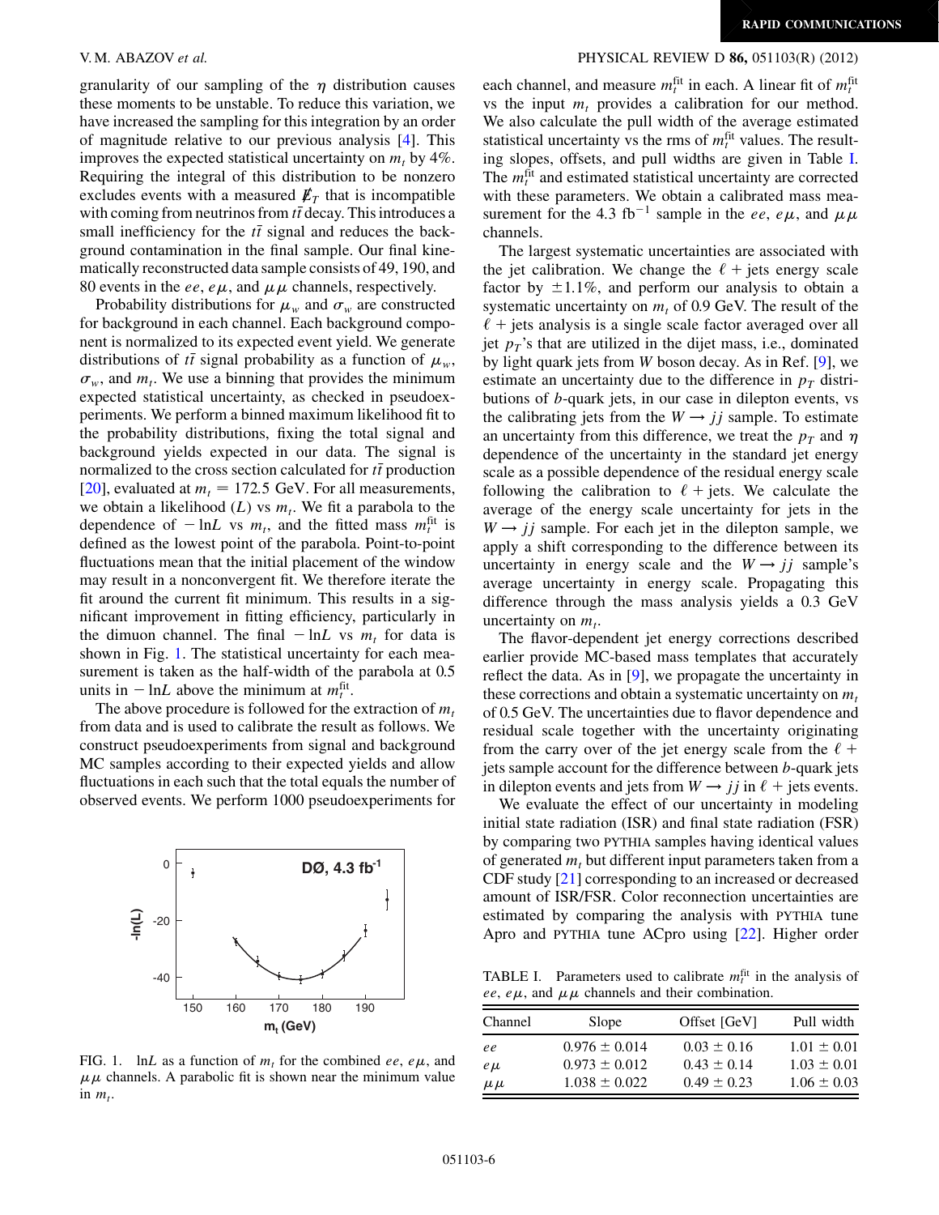granularity of our sampling of the $\eta$ distribution causes these moments to be unstable. To reduce this variation, we have increased the sampling for this integration by an order of magnitude relative to our previous analysis [4]. This improves the expected statistical uncertainty on $m_t$ by 4%. Requiring the integral of this distribution to be nonzero excludes events with a measured $\not{E}_T$ that is incompatible with coming from neutrinos from $t\bar{t}$ decay. This introduces a small inefficiency for the $t\bar{t}$ signal and reduces the background contamination in the final sample. Our final kinematically reconstructed data sample consists of 49, 190, and 80 events in the $ee$, $e\mu$, and $\mu\mu$ channels, respectively.

Probability distributions for $\mu_w$ and $\sigma_w$ are constructed for background in each channel. Each background component is normalized to its expected event yield. We generate distributions of $t\bar{t}$ signal probability as a function of $\mu_w$, $\sigma_w$, and $m_t$. We use a binning that provides the minimum expected statistical uncertainty, as checked in pseudoexperiments. We perform a binned maximum likelihood fit to the probability distributions, fixing the total signal and background yields expected in our data. The signal is normalized to the cross section calculated for $t\bar{t}$ production [20], evaluated at $m_t = 172.5$ GeV. For all measurements, we obtain a likelihood ($L$) vs $m_t$. We fit a parabola to the dependence of $-\ln L$ vs $m_t$, and the fitted mass $m_t^{\rm fit}$ is defined as the lowest point of the parabola. Point-to-point fluctuations mean that the initial placement of the window may result in a nonconvergent fit. We therefore iterate the fit around the current fit minimum. This results in a significant improvement in fitting efficiency, particularly in the dimuon channel. The final $-\ln L$ vs $m_t$ for data is shown in Fig. 1. The statistical uncertainty for each measurement is taken as the half-width of the parabola at 0.5 units in $-\ln L$ above the minimum at $m_t^{\rm fit}$.

The above procedure is followed for the extraction of $m_t$ from data and is used to calibrate the result as follows. We construct pseudoexperiments from signal and background MC samples according to their expected yields and allow fluctuations in each such that the total equals the number of observed events. We perform 1000 pseudoexperiments for each channel, and measure $m_t^{\rm fit}$ in each. A linear fit of $m_t^{\rm fit}$ vs the input $m_t$ provides a calibration for our method. We also calculate the pull width of the average estimated statistical uncertainty vs the rms of $m_t^{\rm fit}$ values. The resulting slopes, offsets, and pull widths are given in Table I. The $m_t^{\rm fit}$ and estimated statistical uncertainty are corrected with these parameters. We obtain a calibrated mass measurement for the 4.3 fb$^{-1}$ sample in the $ee$, $e\mu$, and $\mu\mu$ channels.

FIG. 1. $\ln L$ as a function of $m_t$ for the combined $ee$, $e\mu$, and $\mu\mu$ channels. A parabolic fit is shown near the minimum value in $m_t$.

The largest systematic uncertainties are associated with the jet calibration. We change the $\ell$ + jets energy scale factor by $\pm 1.1\%$, and perform our analysis to obtain a systematic uncertainty on $m_t$ of 0.9 GeV. The result of the $\ell$ + jets analysis is a single scale factor averaged over all jet $p_T$'s that are utilized in the dijet mass, i.e., dominated by light quark jets from $W$ boson decay. As in Ref. [9], we estimate an uncertainty due to the difference in $p_T$ distributions of $b$-quark jets, in our case in dilepton events, vs the calibrating jets from the $W \to jj$ sample. To estimate an uncertainty from this difference, we treat the $p_T$ and $\eta$ dependence of the uncertainty in the standard jet energy scale as a possible dependence of the residual energy scale following the calibration to $\ell$ + jets. We calculate the average of the energy scale uncertainty for jets in the $W \to jj$ sample. For each jet in the dilepton sample, we apply a shift corresponding to the difference between its uncertainty in energy scale and the $W \to jj$ sample's average uncertainty in energy scale. Propagating this difference through the mass analysis yields a 0.3 GeV uncertainty on $m_t$.

The flavor-dependent jet energy corrections described earlier provide MC-based mass templates that accurately reflect the data. As in [9], we propagate the uncertainty in these corrections and obtain a systematic uncertainty on $m_t$ of 0.5 GeV. The uncertainties due to flavor dependence and residual scale together with the uncertainty originating from the carry over of the jet energy scale from the $\ell$ + jets sample account for the difference between $b$-quark jets in dilepton events and jets from $W \to jj$ in $\ell$ + jets events.

We evaluate the effect of our uncertainty in modeling initial state radiation (ISR) and final state radiation (FSR) by comparing two PYTHIA samples having identical values of generated $m_t$ but different input parameters taken from a CDF study [21] corresponding to an increased or decreased amount of ISR/FSR. Color reconnection uncertainties are estimated by comparing the analysis with PYTHIA tune Apro and PYTHIA tune ACpro using [22]. Higher order

TABLE I. Parameters used to calibrate $m_t^{\rm fit}$ in the analysis of $ee$, $e\mu$, and $\mu\mu$ channels and their combination.

| Channel | Slope | Offset [GeV] | Pull width |
|---|---|---|---|
| $ee$ | $0.976 \pm 0.014$ | $0.03 \pm 0.16$ | $1.01 \pm 0.01$ |
| $e\mu$ | $0.973 \pm 0.012$ | $0.43 \pm 0.14$ | $1.03 \pm 0.01$ |
| $\mu\mu$ | $1.038 \pm 0.022$ | $0.49 \pm 0.23$ | $1.06 \pm 0.03$ |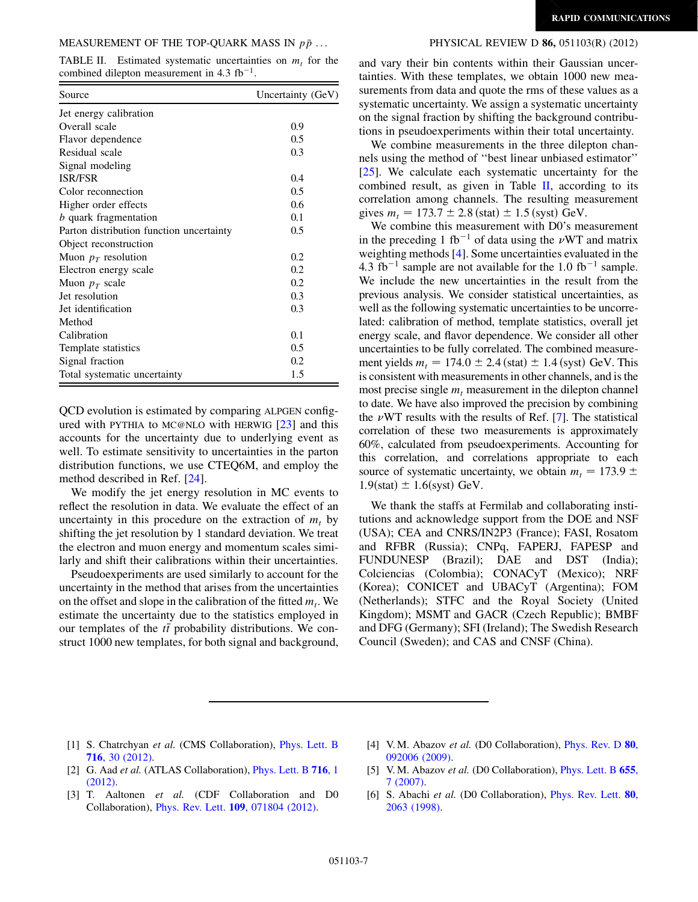TABLE II. Estimated systematic uncertainties on $m_t$ for the combined dilepton measurement in 4.3 $\text{fb}^{-1}$.

| Source | Uncertainty (GeV) |
|---|---|
| Jet energy calibration | |
| Overall scale | 0.9 |
| Flavor dependence | 0.5 |
| Residual scale | 0.3 |
| Signal modeling | |
| ISR/FSR | 0.4 |
| Color reconnection | 0.5 |
| Higher order effects | 0.6 |
| $b$ quark fragmentation | 0.1 |
| Parton distribution function uncertainty | 0.5 |
| Object reconstruction | |
| Muon $p_T$ resolution | 0.2 |
| Electron energy scale | 0.2 |
| Muon $p_T$ scale | 0.2 |
| Jet resolution | 0.3 |
| Jet identification | 0.3 |
| Method | |
| Calibration | 0.1 |
| Template statistics | 0.5 |
| Signal fraction | 0.2 |
| Total systematic uncertainty | 1.5 |

QCD evolution is estimated by comparing ALPGEN configured with PYTHIA to MC@NLO with HERWIG [23] and this accounts for the uncertainty due to underlying event as well. To estimate sensitivity to uncertainties in the parton distribution functions, we use CTEQ6M, and employ the method described in Ref. [24].

We modify the jet energy resolution in MC events to reflect the resolution in data. We evaluate the effect of an uncertainty in this procedure on the extraction of $m_t$ by shifting the jet resolution by 1 standard deviation. We treat the electron and muon energy and momentum scales similarly and shift their calibrations within their uncertainties.

Pseudoexperiments are used similarly to account for the uncertainty in the method that arises from the uncertainties on the offset and slope in the calibration of the fitted $m_t$. We estimate the uncertainty due to the statistics employed in our templates of the $t\bar{t}$ probability distributions. We construct 1000 new templates, for both signal and background, and vary their bin contents within their Gaussian uncertainties. With these templates, we obtain 1000 new measurements from data and quote the rms of these values as a systematic uncertainty. We assign a systematic uncertainty on the signal fraction by shifting the background contributions in pseudoexperiments within their total uncertainty.

We combine measurements in the three dilepton channels using the method of "best linear unbiased estimator" [25]. We calculate each systematic uncertainty for the combined result, as given in Table II, according to its correlation among channels. The resulting measurement gives $m_t = 173.7 \pm 2.8\,(\text{stat}) \pm 1.5\,(\text{syst})$ GeV.

We combine this measurement with D0's measurement in the preceding 1 $\text{fb}^{-1}$ of data using the $\nu$WT and matrix weighting methods [4]. Some uncertainties evaluated in the 4.3 $\text{fb}^{-1}$ sample are not available for the 1.0 $\text{fb}^{-1}$ sample. We include the new uncertainties in the result from the previous analysis. We consider statistical uncertainties, as well as the following systematic uncertainties to be uncorrelated: calibration of method, template statistics, overall jet energy scale, and flavor dependence. We consider all other uncertainties to be fully correlated. The combined measurement yields $m_t = 174.0 \pm 2.4\,(\text{stat}) \pm 1.4\,(\text{syst})$ GeV. This is consistent with measurements in other channels, and is the most precise single $m_t$ measurement in the dilepton channel to date. We have also improved the precision by combining the $\nu$WT results with the results of Ref. [7]. The statistical correlation of these two measurements is approximately 60%, calculated from pseudoexperiments. Accounting for this correlation, and correlations appropriate to each source of systematic uncertainty, we obtain $m_t = 173.9 \pm 1.9(\text{stat}) \pm 1.6(\text{syst})$ GeV.

We thank the staffs at Fermilab and collaborating institutions and acknowledge support from the DOE and NSF (USA); CEA and CNRS/IN2P3 (France); FASI, Rosatom and RFBR (Russia); CNPq, FAPERJ, FAPESP and FUNDUNESP (Brazil); DAE and DST (India); Colciencias (Colombia); CONACyT (Mexico); NRF (Korea); CONICET and UBACyT (Argentina); FOM (Netherlands); STFC and the Royal Society (United Kingdom); MSMT and GACR (Czech Republic); BMBF and DFG (Germany); SFI (Ireland); The Swedish Research Council (Sweden); and CAS and CNSF (China).

---

[1] S. Chatrchyan *et al.* (CMS Collaboration), Phys. Lett. B **716**, 30 (2012).

[2] G. Aad *et al.* (ATLAS Collaboration), Phys. Lett. B **716**, 1 (2012).

[3] T. Aaltonen *et al.* (CDF Collaboration and D0 Collaboration), Phys. Rev. Lett. **109**, 071804 (2012).

[4] V. M. Abazov *et al.* (D0 Collaboration), Phys. Rev. D **80**, 092006 (2009).

[5] V. M. Abazov *et al.* (D0 Collaboration), Phys. Lett. B **655**, 7 (2007).

[6] S. Abachi *et al.* (D0 Collaboration), Phys. Rev. Lett. **80**, 2063 (1998).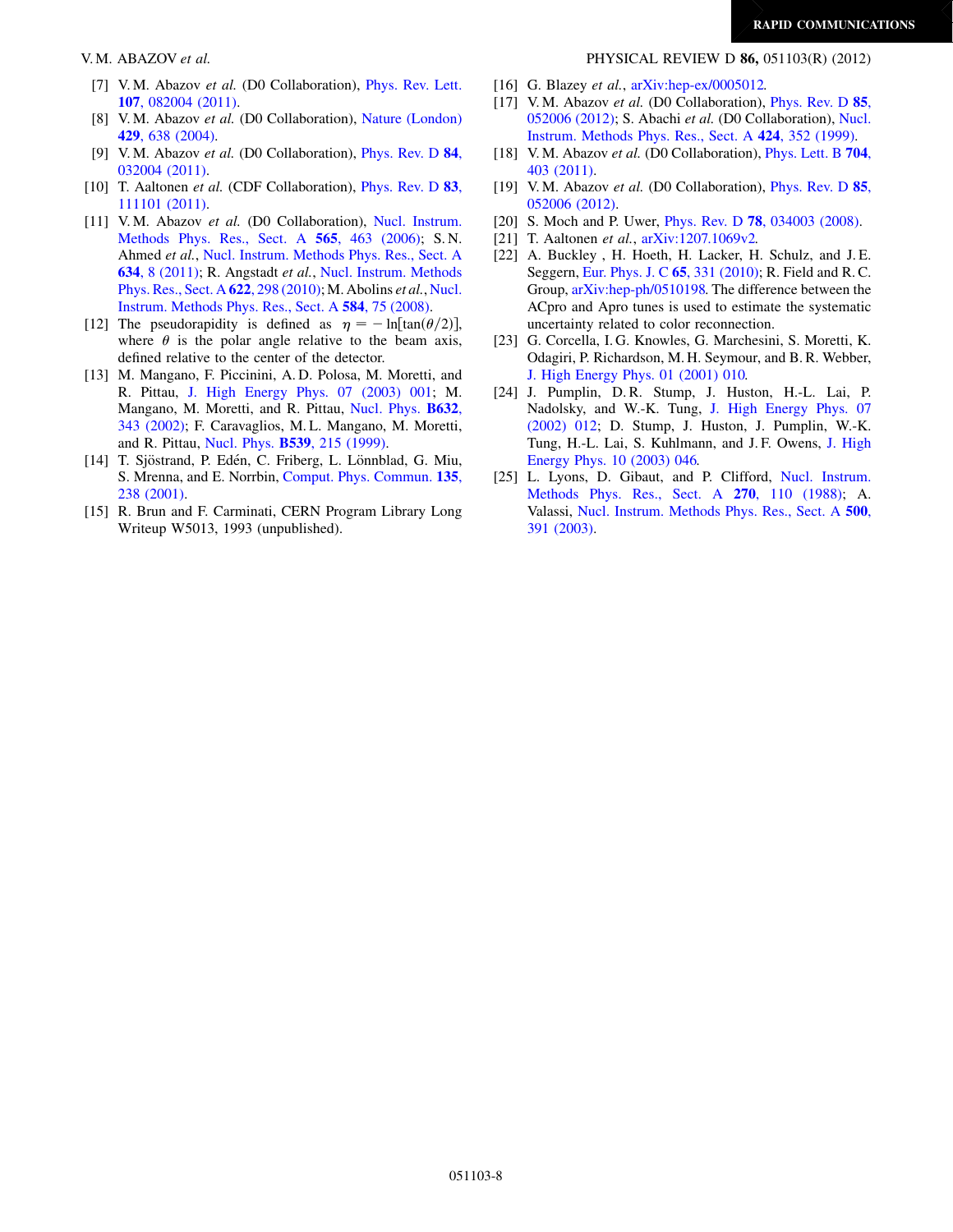[7] V. M. Abazov *et al.* (D0 Collaboration), Phys. Rev. Lett. **107**, 082004 (2011).

[8] V. M. Abazov *et al.* (D0 Collaboration), Nature (London) **429**, 638 (2004).

[9] V. M. Abazov *et al.* (D0 Collaboration), Phys. Rev. D **84**, 032004 (2011).

[10] T. Aaltonen *et al.* (CDF Collaboration), Phys. Rev. D **83**, 111101 (2011).

[11] V. M. Abazov *et al.* (D0 Collaboration), Nucl. Instrum. Methods Phys. Res., Sect. A **565**, 463 (2006); S. N. Ahmed *et al.*, Nucl. Instrum. Methods Phys. Res., Sect. A **634**, 8 (2011); R. Angstadt *et al.*, Nucl. Instrum. Methods Phys. Res., Sect. A **622**, 298 (2010); M. Abolins *et al.*, Nucl. Instrum. Methods Phys. Res., Sect. A **584**, 75 (2008).

[12] The pseudorapidity is defined as $\eta = -\ln[\tan(\theta/2)]$, where $\theta$ is the polar angle relative to the beam axis, defined relative to the center of the detector.

[13] M. Mangano, F. Piccinini, A. D. Polosa, M. Moretti, and R. Pittau, J. High Energy Phys. 07 (2003) 001; M. Mangano, M. Moretti, and R. Pittau, Nucl. Phys. **B632**, 343 (2002); F. Caravaglios, M. L. Mangano, M. Moretti, and R. Pittau, Nucl. Phys. **B539**, 215 (1999).

[14] T. Sjöstrand, P. Edén, C. Friberg, L. Lönnblad, G. Miu, S. Mrenna, and E. Norrbin, Comput. Phys. Commun. **135**, 238 (2001).

[15] R. Brun and F. Carminati, CERN Program Library Long Writeup W5013, 1993 (unpublished).

[16] G. Blazey *et al.*, arXiv:hep-ex/0005012.

[17] V. M. Abazov *et al.* (D0 Collaboration), Phys. Rev. D **85**, 052006 (2012); S. Abachi *et al.* (D0 Collaboration), Nucl. Instrum. Methods Phys. Res., Sect. A **424**, 352 (1999).

[18] V. M. Abazov *et al.* (D0 Collaboration), Phys. Lett. B **704**, 403 (2011).

[19] V. M. Abazov *et al.* (D0 Collaboration), Phys. Rev. D **85**, 052006 (2012).

[20] S. Moch and P. Uwer, Phys. Rev. D **78**, 034003 (2008).

[21] T. Aaltonen *et al.*, arXiv:1207.1069v2.

[22] A. Buckley , H. Hoeth, H. Lacker, H. Schulz, and J. E. Seggern, Eur. Phys. J. C **65**, 331 (2010); R. Field and R. C. Group, arXiv:hep-ph/0510198. The difference between the ACpro and Apro tunes is used to estimate the systematic uncertainty related to color reconnection.

[23] G. Corcella, I. G. Knowles, G. Marchesini, S. Moretti, K. Odagiri, P. Richardson, M. H. Seymour, and B. R. Webber, J. High Energy Phys. 01 (2001) 010.

[24] J. Pumplin, D. R. Stump, J. Huston, H.-L. Lai, P. Nadolsky, and W.-K. Tung, J. High Energy Phys. 07 (2002) 012; D. Stump, J. Huston, J. Pumplin, W.-K. Tung, H.-L. Lai, S. Kuhlmann, and J. F. Owens, J. High Energy Phys. 10 (2003) 046.

[25] L. Lyons, D. Gibaut, and P. Clifford, Nucl. Instrum. Methods Phys. Res., Sect. A **270**, 110 (1988); A. Valassi, Nucl. Instrum. Methods Phys. Res., Sect. A **500**, 391 (2003).